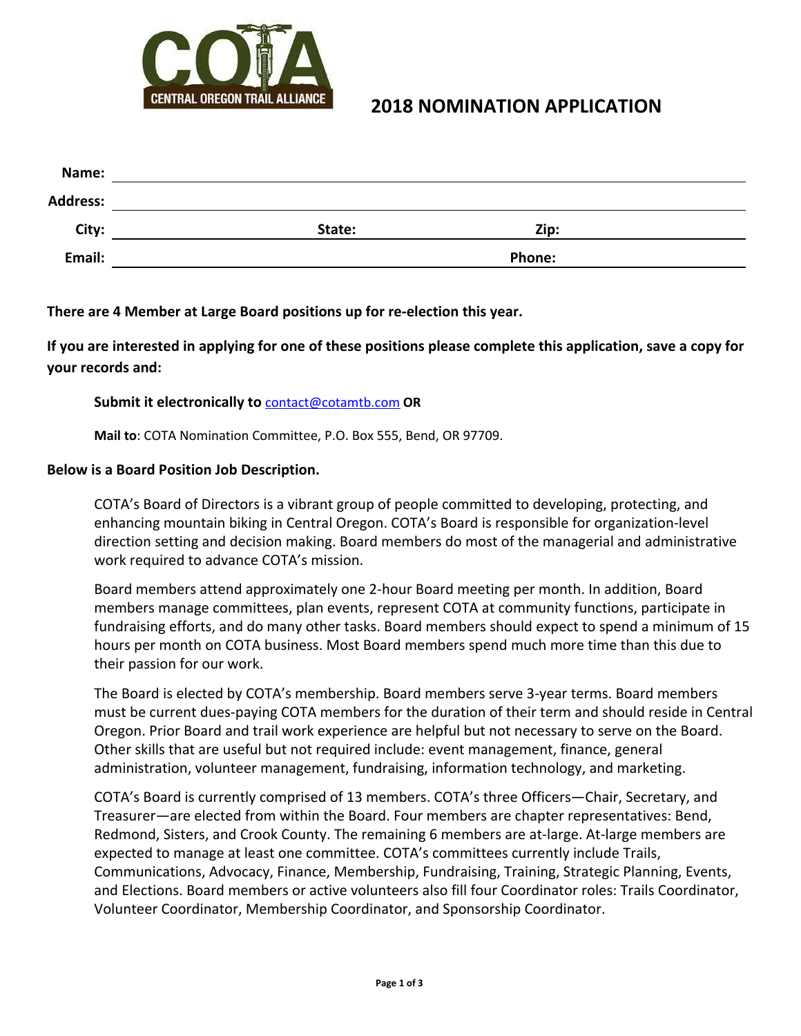CENTRAL OREGON TRAIL ALLIANCE

# 2018 NOMINATION APPLICATION

**Name:** ______________________________________________

**Address:** ______________________________________________

**City:** ________________ **State:** ________________ **Zip:** ________________

**Email:** ________________________ **Phone:** ________________________

**There are 4 Member at Large Board positions up for re-election this year.**

**If you are interested in applying for one of these positions please complete this application, save a copy for your records and:**

> **Submit it electronically to** contact@cotamtb.com **OR**
>
> **Mail to**: COTA Nomination Committee, P.O. Box 555, Bend, OR 97709.

**Below is a Board Position Job Description.**

COTA's Board of Directors is a vibrant group of people committed to developing, protecting, and enhancing mountain biking in Central Oregon. COTA's Board is responsible for organization-level direction setting and decision making. Board members do most of the managerial and administrative work required to advance COTA's mission.

Board members attend approximately one 2-hour Board meeting per month. In addition, Board members manage committees, plan events, represent COTA at community functions, participate in fundraising efforts, and do many other tasks. Board members should expect to spend a minimum of 15 hours per month on COTA business. Most Board members spend much more time than this due to their passion for our work.

The Board is elected by COTA's membership. Board members serve 3-year terms. Board members must be current dues-paying COTA members for the duration of their term and should reside in Central Oregon. Prior Board and trail work experience are helpful but not necessary to serve on the Board. Other skills that are useful but not required include: event management, finance, general administration, volunteer management, fundraising, information technology, and marketing.

COTA's Board is currently comprised of 13 members. COTA's three Officers—Chair, Secretary, and Treasurer—are elected from within the Board. Four members are chapter representatives: Bend, Redmond, Sisters, and Crook County. The remaining 6 members are at-large. At-large members are expected to manage at least one committee. COTA's committees currently include Trails, Communications, Advocacy, Finance, Membership, Fundraising, Training, Strategic Planning, Events, and Elections. Board members or active volunteers also fill four Coordinator roles: Trails Coordinator, Volunteer Coordinator, Membership Coordinator, and Sponsorship Coordinator.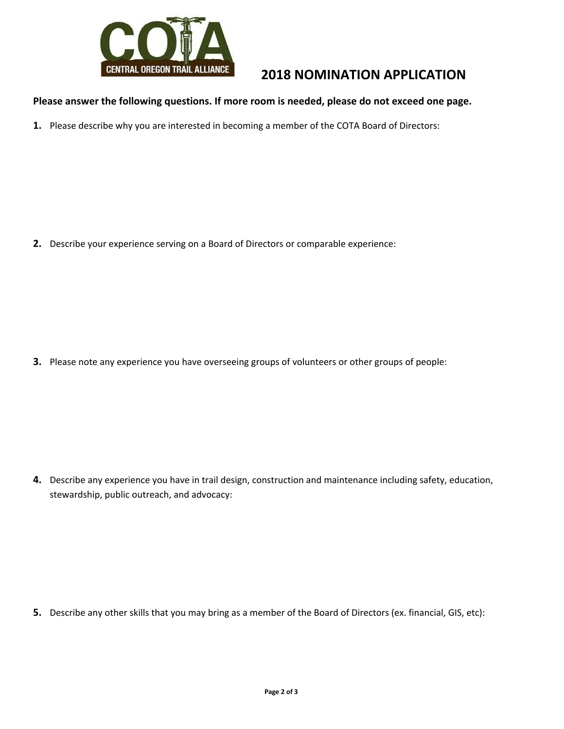# 2018 NOMINATION APPLICATION

**Please answer the following questions. If more room is needed, please do not exceed one page.**

**1.** Please describe why you are interested in becoming a member of the COTA Board of Directors:

**2.** Describe your experience serving on a Board of Directors or comparable experience:

**3.** Please note any experience you have overseeing groups of volunteers or other groups of people:

**4.** Describe any experience you have in trail design, construction and maintenance including safety, education, stewardship, public outreach, and advocacy:

**5.** Describe any other skills that you may bring as a member of the Board of Directors (ex. financial, GIS, etc):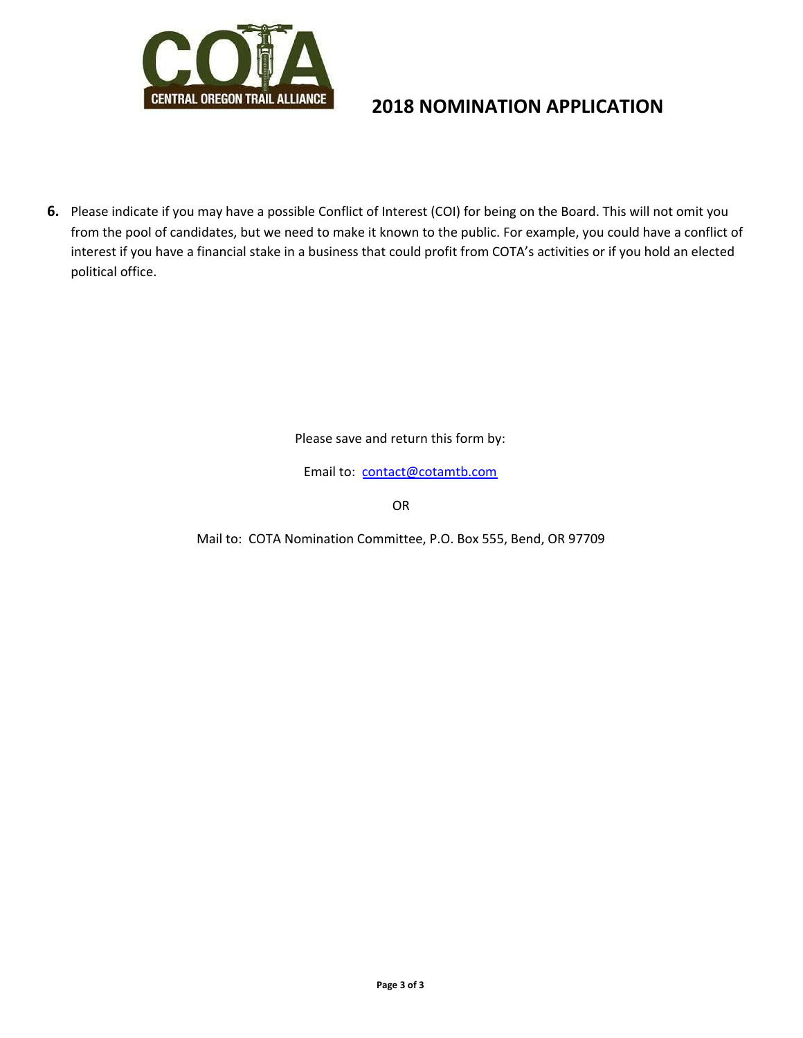# 2018 NOMINATION APPLICATION

**6.** Please indicate if you may have a possible Conflict of Interest (COI) for being on the Board. This will not omit you from the pool of candidates, but we need to make it known to the public. For example, you could have a conflict of interest if you have a financial stake in a business that could profit from COTA's activities or if you hold an elected political office.

Please save and return this form by:

Email to: contact@cotamtb.com

OR

Mail to: COTA Nomination Committee, P.O. Box 555, Bend, OR 97709